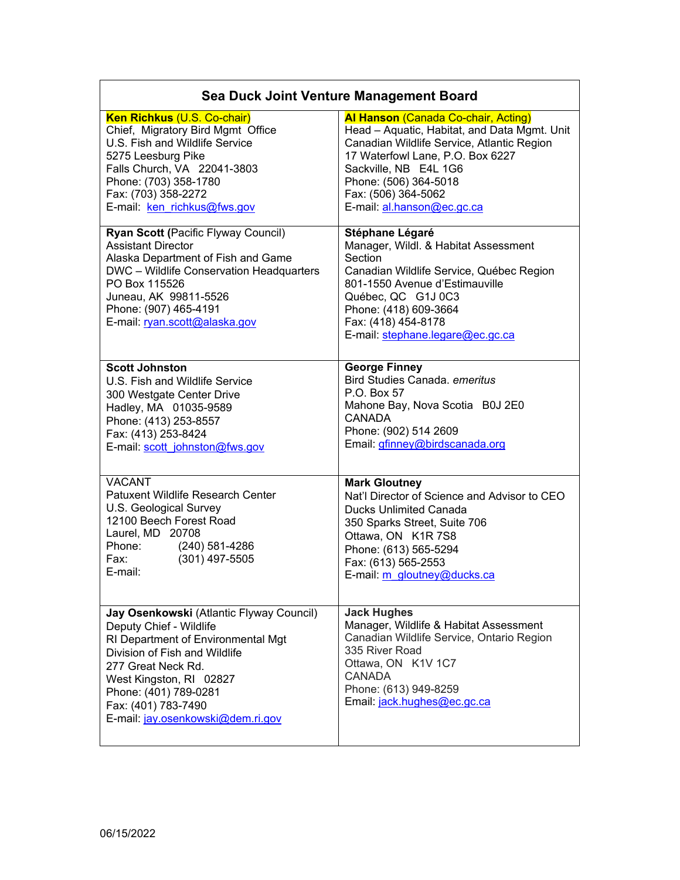# Sea Duck Joint Venture Management Board

| | |
|---|---|
| **Ken Richkus** (U.S. Co-chair)<br>Chief, Migratory Bird Mgmt Office<br>U.S. Fish and Wildlife Service<br>5275 Leesburg Pike<br>Falls Church, VA 22041-3803<br>Phone: (703) 358-1780<br>Fax: (703) 358-2272<br>E-mail: ken_richkus@fws.gov | **Al Hanson** (Canada Co-chair, Acting)<br>Head – Aquatic, Habitat, and Data Mgmt. Unit<br>Canadian Wildlife Service, Atlantic Region<br>17 Waterfowl Lane, P.O. Box 6227<br>Sackville, NB E4L 1G6<br>Phone: (506) 364-5018<br>Fax: (506) 364-5062<br>E-mail: al.hanson@ec.gc.ca |
| **Ryan Scott (**Pacific Flyway Council)<br>Assistant Director<br>Alaska Department of Fish and Game<br>DWC – Wildlife Conservation Headquarters<br>PO Box 115526<br>Juneau, AK 99811-5526<br>Phone: (907) 465-4191<br>E-mail: ryan.scott@alaska.gov | **Stéphane Légaré**<br>Manager, Wildl. & Habitat Assessment Section<br>Canadian Wildlife Service, Québec Region<br>801-1550 Avenue d'Estimauville<br>Québec, QC G1J 0C3<br>Phone: (418) 609-3664<br>Fax: (418) 454-8178<br>E-mail: stephane.legare@ec.gc.ca |
| **Scott Johnston**<br>U.S. Fish and Wildlife Service<br>300 Westgate Center Drive<br>Hadley, MA 01035-9589<br>Phone: (413) 253-8557<br>Fax: (413) 253-8424<br>E-mail: scott_johnston@fws.gov | **George Finney**<br>Bird Studies Canada. *emeritus*<br>P.O. Box 57<br>Mahone Bay, Nova Scotia B0J 2E0<br>CANADA<br>Phone: (902) 514 2609<br>Email: gfinney@birdscanada.org |
| VACANT<br>Patuxent Wildlife Research Center<br>U.S. Geological Survey<br>12100 Beech Forest Road<br>Laurel, MD 20708<br>Phone: (240) 581-4286<br>Fax: (301) 497-5505<br>E-mail: | **Mark Gloutney**<br>Nat'l Director of Science and Advisor to CEO<br>Ducks Unlimited Canada<br>350 Sparks Street, Suite 706<br>Ottawa, ON K1R 7S8<br>Phone: (613) 565-5294<br>Fax: (613) 565-2553<br>E-mail: m_gloutney@ducks.ca |
| **Jay Osenkowski** (Atlantic Flyway Council)<br>Deputy Chief - Wildlife<br>RI Department of Environmental Mgt<br>Division of Fish and Wildlife<br>277 Great Neck Rd.<br>West Kingston, RI 02827<br>Phone: (401) 789-0281<br>Fax: (401) 783-7490<br>E-mail: jay.osenkowski@dem.ri.gov | **Jack Hughes**<br>Manager, Wildlife & Habitat Assessment<br>Canadian Wildlife Service, Ontario Region<br>335 River Road<br>Ottawa, ON K1V 1C7<br>CANADA<br>Phone: (613) 949-8259<br>Email: jack.hughes@ec.gc.ca |

06/15/2022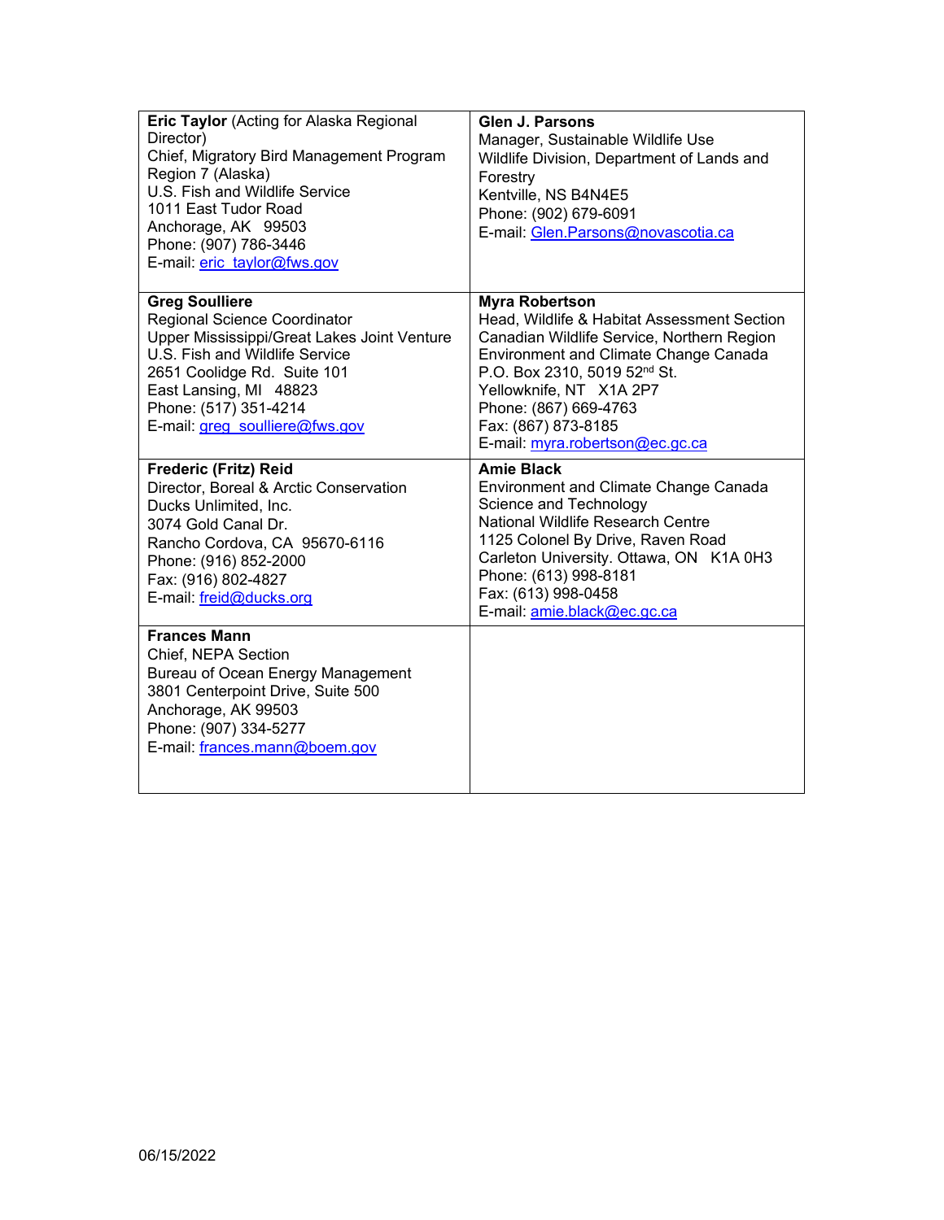| | |
|---|---|
| **Eric Taylor** (Acting for Alaska Regional Director)<br>Chief, Migratory Bird Management Program<br>Region 7 (Alaska)<br>U.S. Fish and Wildlife Service<br>1011 East Tudor Road<br>Anchorage, AK 99503<br>Phone: (907) 786-3446<br>E-mail: eric_taylor@fws.gov | **Glen J. Parsons**<br>Manager, Sustainable Wildlife Use<br>Wildlife Division, Department of Lands and Forestry<br>Kentville, NS B4N4E5<br>Phone: (902) 679-6091<br>E-mail: Glen.Parsons@novascotia.ca |
| **Greg Soulliere**<br>Regional Science Coordinator<br>Upper Mississippi/Great Lakes Joint Venture<br>U.S. Fish and Wildlife Service<br>2651 Coolidge Rd. Suite 101<br>East Lansing, MI 48823<br>Phone: (517) 351-4214<br>E-mail: greg_soulliere@fws.gov | **Myra Robertson**<br>Head, Wildlife & Habitat Assessment Section<br>Canadian Wildlife Service, Northern Region<br>Environment and Climate Change Canada<br>P.O. Box 2310, 5019 52nd St.<br>Yellowknife, NT X1A 2P7<br>Phone: (867) 669-4763<br>Fax: (867) 873-8185<br>E-mail: myra.robertson@ec.gc.ca |
| **Frederic (Fritz) Reid**<br>Director, Boreal & Arctic Conservation<br>Ducks Unlimited, Inc.<br>3074 Gold Canal Dr.<br>Rancho Cordova, CA 95670-6116<br>Phone: (916) 852-2000<br>Fax: (916) 802-4827<br>E-mail: freid@ducks.org | **Amie Black**<br>Environment and Climate Change Canada<br>Science and Technology<br>National Wildlife Research Centre<br>1125 Colonel By Drive, Raven Road<br>Carleton University. Ottawa, ON K1A 0H3<br>Phone: (613) 998-8181<br>Fax: (613) 998-0458<br>E-mail: amie.black@ec.gc.ca |
| **Frances Mann**<br>Chief, NEPA Section<br>Bureau of Ocean Energy Management<br>3801 Centerpoint Drive, Suite 500<br>Anchorage, AK 99503<br>Phone: (907) 334-5277<br>E-mail: frances.mann@boem.gov | |

06/15/2022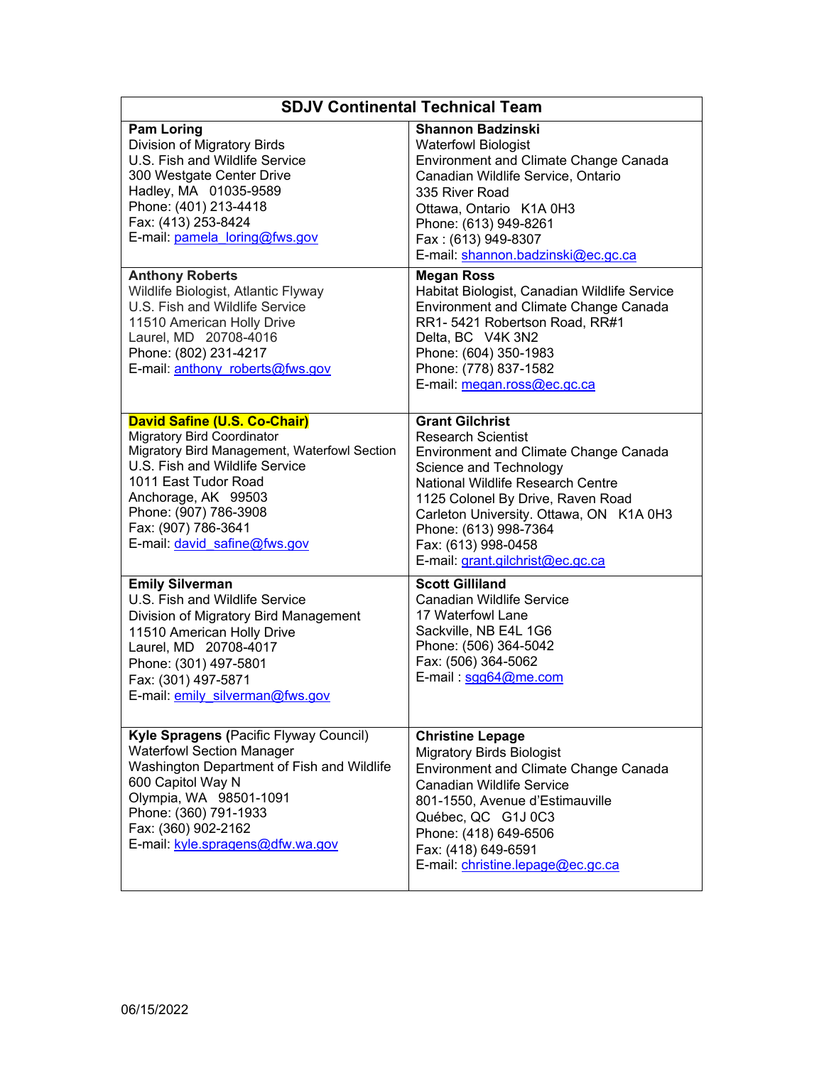| SDJV Continental Technical Team | |
|---|---|
| **Pam Loring**<br>Division of Migratory Birds<br>U.S. Fish and Wildlife Service<br>300 Westgate Center Drive<br>Hadley, MA 01035-9589<br>Phone: (401) 213-4418<br>Fax: (413) 253-8424<br>E-mail: pamela_loring@fws.gov | **Shannon Badzinski**<br>Waterfowl Biologist<br>Environment and Climate Change Canada<br>Canadian Wildlife Service, Ontario<br>335 River Road<br>Ottawa, Ontario K1A 0H3<br>Phone: (613) 949-8261<br>Fax : (613) 949-8307<br>E-mail: shannon.badzinski@ec.gc.ca |
| **Anthony Roberts**<br>Wildlife Biologist, Atlantic Flyway<br>U.S. Fish and Wildlife Service<br>11510 American Holly Drive<br>Laurel, MD 20708-4016<br>Phone: (802) 231-4217<br>E-mail: anthony_roberts@fws.gov | **Megan Ross**<br>Habitat Biologist, Canadian Wildlife Service<br>Environment and Climate Change Canada<br>RR1- 5421 Robertson Road, RR#1<br>Delta, BC V4K 3N2<br>Phone: (604) 350-1983<br>Phone: (778) 837-1582<br>E-mail: megan.ross@ec.gc.ca |
| **David Safine (U.S. Co-Chair)**<br>Migratory Bird Coordinator<br>Migratory Bird Management, Waterfowl Section<br>U.S. Fish and Wildlife Service<br>1011 East Tudor Road<br>Anchorage, AK 99503<br>Phone: (907) 786-3908<br>Fax: (907) 786-3641<br>E-mail: david_safine@fws.gov | **Grant Gilchrist**<br>Research Scientist<br>Environment and Climate Change Canada<br>Science and Technology<br>National Wildlife Research Centre<br>1125 Colonel By Drive, Raven Road<br>Carleton University. Ottawa, ON K1A 0H3<br>Phone: (613) 998-7364<br>Fax: (613) 998-0458<br>E-mail: grant.gilchrist@ec.gc.ca |
| **Emily Silverman**<br>U.S. Fish and Wildlife Service<br>Division of Migratory Bird Management<br>11510 American Holly Drive<br>Laurel, MD 20708-4017<br>Phone: (301) 497-5801<br>Fax: (301) 497-5871<br>E-mail: emily_silverman@fws.gov | **Scott Gilliland**<br>Canadian Wildlife Service<br>17 Waterfowl Lane<br>Sackville, NB E4L 1G6<br>Phone: (506) 364-5042<br>Fax: (506) 364-5062<br>E-mail : sgg64@me.com |
| **Kyle Spragens** (Pacific Flyway Council)<br>Waterfowl Section Manager<br>Washington Department of Fish and Wildlife<br>600 Capitol Way N<br>Olympia, WA 98501-1091<br>Phone: (360) 791-1933<br>Fax: (360) 902-2162<br>E-mail: kyle.spragens@dfw.wa.gov | **Christine Lepage**<br>Migratory Birds Biologist<br>Environment and Climate Change Canada<br>Canadian Wildlife Service<br>801-1550, Avenue d'Estimauville<br>Québec, QC G1J 0C3<br>Phone: (418) 649-6506<br>Fax: (418) 649-6591<br>E-mail: christine.lepage@ec.gc.ca |

06/15/2022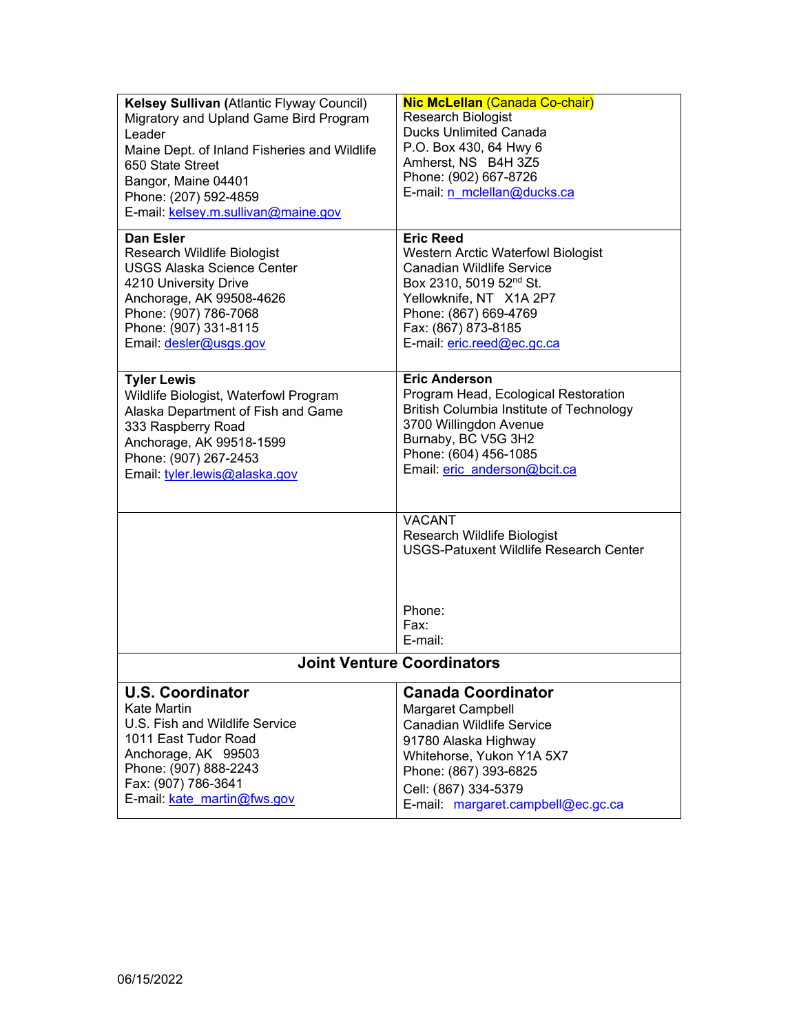| | |
|---|---|
| **Kelsey Sullivan (**Atlantic Flyway Council)<br>Migratory and Upland Game Bird Program Leader<br>Maine Dept. of Inland Fisheries and Wildlife<br>650 State Street<br>Bangor, Maine 04401<br>Phone: (207) 592-4859<br>E-mail: kelsey.m.sullivan@maine.gov | **Nic McLellan** (Canada Co-chair)<br>Research Biologist<br>Ducks Unlimited Canada<br>P.O. Box 430, 64 Hwy 6<br>Amherst, NS B4H 3Z5<br>Phone: (902) 667-8726<br>E-mail: n_mclellan@ducks.ca |
| **Dan Esler**<br>Research Wildlife Biologist<br>USGS Alaska Science Center<br>4210 University Drive<br>Anchorage, AK 99508-4626<br>Phone: (907) 786-7068<br>Phone: (907) 331-8115<br>Email: desler@usgs.gov | **Eric Reed**<br>Western Arctic Waterfowl Biologist<br>Canadian Wildlife Service<br>Box 2310, 5019 52nd St.<br>Yellowknife, NT X1A 2P7<br>Phone: (867) 669-4769<br>Fax: (867) 873-8185<br>E-mail: eric.reed@ec.gc.ca |
| **Tyler Lewis**<br>Wildlife Biologist, Waterfowl Program<br>Alaska Department of Fish and Game<br>333 Raspberry Road<br>Anchorage, AK 99518-1599<br>Phone: (907) 267-2453<br>Email: tyler.lewis@alaska.gov | **Eric Anderson**<br>Program Head, Ecological Restoration<br>British Columbia Institute of Technology<br>3700 Willingdon Avenue<br>Burnaby, BC V5G 3H2<br>Phone: (604) 456-1085<br>Email: eric_anderson@bcit.ca |
| | VACANT<br>Research Wildlife Biologist<br>USGS-Patuxent Wildlife Research Center<br><br>Phone:<br>Fax:<br>E-mail: |
| **Joint Venture Coordinators** | |
| **U.S. Coordinator**<br>Kate Martin<br>U.S. Fish and Wildlife Service<br>1011 East Tudor Road<br>Anchorage, AK 99503<br>Phone: (907) 888-2243<br>Fax: (907) 786-3641<br>E-mail: kate_martin@fws.gov | **Canada Coordinator**<br>Margaret Campbell<br>Canadian Wildlife Service<br>91780 Alaska Highway<br>Whitehorse, Yukon Y1A 5X7<br>Phone: (867) 393-6825<br>Cell: (867) 334-5379<br>E-mail: margaret.campbell@ec.gc.ca |

06/15/2022